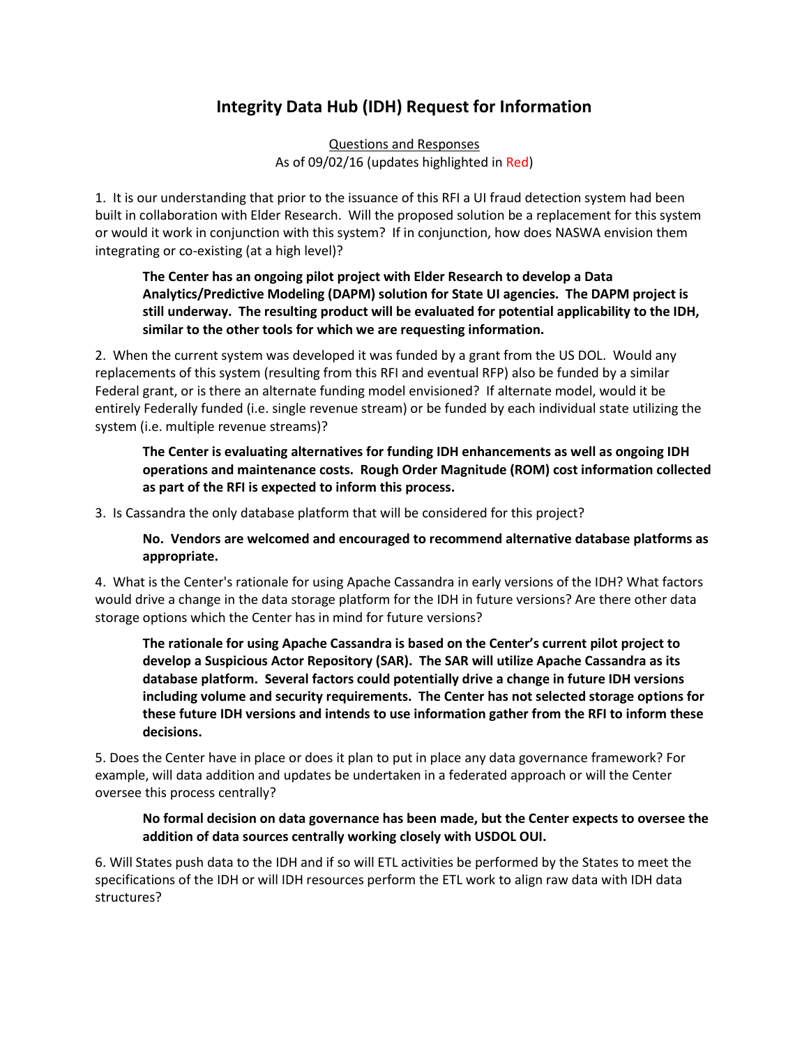# Integrity Data Hub (IDH) Request for Information

Questions and Responses
As of 09/02/16 (updates highlighted in Red)

1. It is our understanding that prior to the issuance of this RFI a UI fraud detection system had been built in collaboration with Elder Research. Will the proposed solution be a replacement for this system or would it work in conjunction with this system? If in conjunction, how does NASWA envision them integrating or co-existing (at a high level)?

> **The Center has an ongoing pilot project with Elder Research to develop a Data Analytics/Predictive Modeling (DAPM) solution for State UI agencies. The DAPM project is still underway. The resulting product will be evaluated for potential applicability to the IDH, similar to the other tools for which we are requesting information.**

2. When the current system was developed it was funded by a grant from the US DOL. Would any replacements of this system (resulting from this RFI and eventual RFP) also be funded by a similar Federal grant, or is there an alternate funding model envisioned? If alternate model, would it be entirely Federally funded (i.e. single revenue stream) or be funded by each individual state utilizing the system (i.e. multiple revenue streams)?

> **The Center is evaluating alternatives for funding IDH enhancements as well as ongoing IDH operations and maintenance costs. Rough Order Magnitude (ROM) cost information collected as part of the RFI is expected to inform this process.**

3. Is Cassandra the only database platform that will be considered for this project?

> **No. Vendors are welcomed and encouraged to recommend alternative database platforms as appropriate.**

4. What is the Center's rationale for using Apache Cassandra in early versions of the IDH? What factors would drive a change in the data storage platform for the IDH in future versions? Are there other data storage options which the Center has in mind for future versions?

> **The rationale for using Apache Cassandra is based on the Center's current pilot project to develop a Suspicious Actor Repository (SAR). The SAR will utilize Apache Cassandra as its database platform. Several factors could potentially drive a change in future IDH versions including volume and security requirements. The Center has not selected storage options for these future IDH versions and intends to use information gather from the RFI to inform these decisions.**

5. Does the Center have in place or does it plan to put in place any data governance framework? For example, will data addition and updates be undertaken in a federated approach or will the Center oversee this process centrally?

> **No formal decision on data governance has been made, but the Center expects to oversee the addition of data sources centrally working closely with USDOL OUI.**

6. Will States push data to the IDH and if so will ETL activities be performed by the States to meet the specifications of the IDH or will IDH resources perform the ETL work to align raw data with IDH data structures?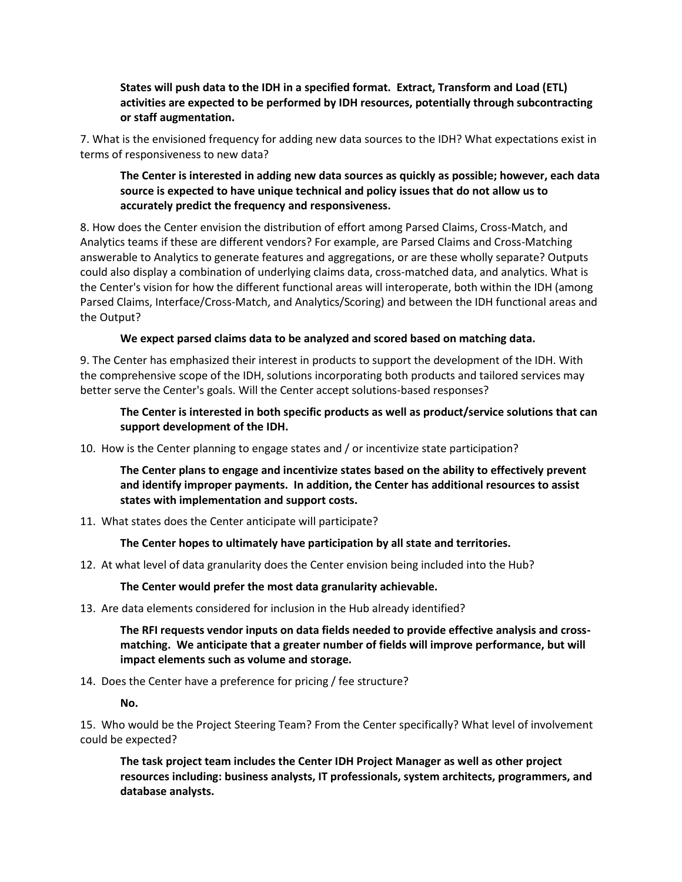**States will push data to the IDH in a specified format. Extract, Transform and Load (ETL) activities are expected to be performed by IDH resources, potentially through subcontracting or staff augmentation.**

7. What is the envisioned frequency for adding new data sources to the IDH? What expectations exist in terms of responsiveness to new data?

   **The Center is interested in adding new data sources as quickly as possible; however, each data source is expected to have unique technical and policy issues that do not allow us to accurately predict the frequency and responsiveness.**

8. How does the Center envision the distribution of effort among Parsed Claims, Cross-Match, and Analytics teams if these are different vendors? For example, are Parsed Claims and Cross-Matching answerable to Analytics to generate features and aggregations, or are these wholly separate? Outputs could also display a combination of underlying claims data, cross-matched data, and analytics. What is the Center's vision for how the different functional areas will interoperate, both within the IDH (among Parsed Claims, Interface/Cross-Match, and Analytics/Scoring) and between the IDH functional areas and the Output?

   **We expect parsed claims data to be analyzed and scored based on matching data.**

9. The Center has emphasized their interest in products to support the development of the IDH. With the comprehensive scope of the IDH, solutions incorporating both products and tailored services may better serve the Center's goals. Will the Center accept solutions-based responses?

   **The Center is interested in both specific products as well as product/service solutions that can support development of the IDH.**

10. How is the Center planning to engage states and / or incentivize state participation?

    **The Center plans to engage and incentivize states based on the ability to effectively prevent and identify improper payments. In addition, the Center has additional resources to assist states with implementation and support costs.**

11. What states does the Center anticipate will participate?

    **The Center hopes to ultimately have participation by all state and territories.**

12. At what level of data granularity does the Center envision being included into the Hub?

    **The Center would prefer the most data granularity achievable.**

13. Are data elements considered for inclusion in the Hub already identified?

    **The RFI requests vendor inputs on data fields needed to provide effective analysis and cross-matching. We anticipate that a greater number of fields will improve performance, but will impact elements such as volume and storage.**

14. Does the Center have a preference for pricing / fee structure?

    **No.**

15. Who would be the Project Steering Team? From the Center specifically? What level of involvement could be expected?

    **The task project team includes the Center IDH Project Manager as well as other project resources including: business analysts, IT professionals, system architects, programmers, and database analysts.**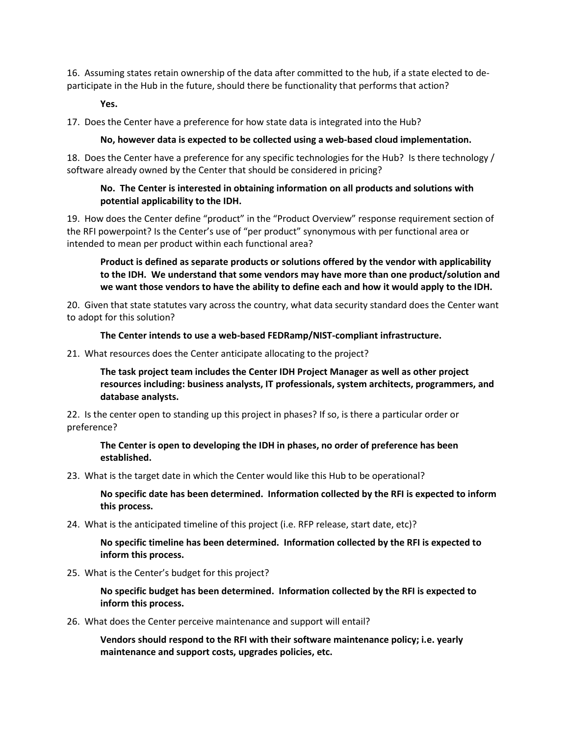16. Assuming states retain ownership of the data after committed to the hub, if a state elected to de-participate in the Hub in the future, should there be functionality that performs that action?

    **Yes.**

17. Does the Center have a preference for how state data is integrated into the Hub?

    **No, however data is expected to be collected using a web-based cloud implementation.**

18. Does the Center have a preference for any specific technologies for the Hub? Is there technology / software already owned by the Center that should be considered in pricing?

    **No. The Center is interested in obtaining information on all products and solutions with potential applicability to the IDH.**

19. How does the Center define "product" in the "Product Overview" response requirement section of the RFI powerpoint? Is the Center's use of "per product" synonymous with per functional area or intended to mean per product within each functional area?

    **Product is defined as separate products or solutions offered by the vendor with applicability to the IDH. We understand that some vendors may have more than one product/solution and we want those vendors to have the ability to define each and how it would apply to the IDH.**

20. Given that state statutes vary across the country, what data security standard does the Center want to adopt for this solution?

    **The Center intends to use a web-based FEDRamp/NIST-compliant infrastructure.**

21. What resources does the Center anticipate allocating to the project?

    **The task project team includes the Center IDH Project Manager as well as other project resources including: business analysts, IT professionals, system architects, programmers, and database analysts.**

22. Is the center open to standing up this project in phases? If so, is there a particular order or preference?

    **The Center is open to developing the IDH in phases, no order of preference has been established.**

23. What is the target date in which the Center would like this Hub to be operational?

    **No specific date has been determined. Information collected by the RFI is expected to inform this process.**

24. What is the anticipated timeline of this project (i.e. RFP release, start date, etc)?

    **No specific timeline has been determined. Information collected by the RFI is expected to inform this process.**

25. What is the Center's budget for this project?

    **No specific budget has been determined. Information collected by the RFI is expected to inform this process.**

26. What does the Center perceive maintenance and support will entail?

    **Vendors should respond to the RFI with their software maintenance policy; i.e. yearly maintenance and support costs, upgrades policies, etc.**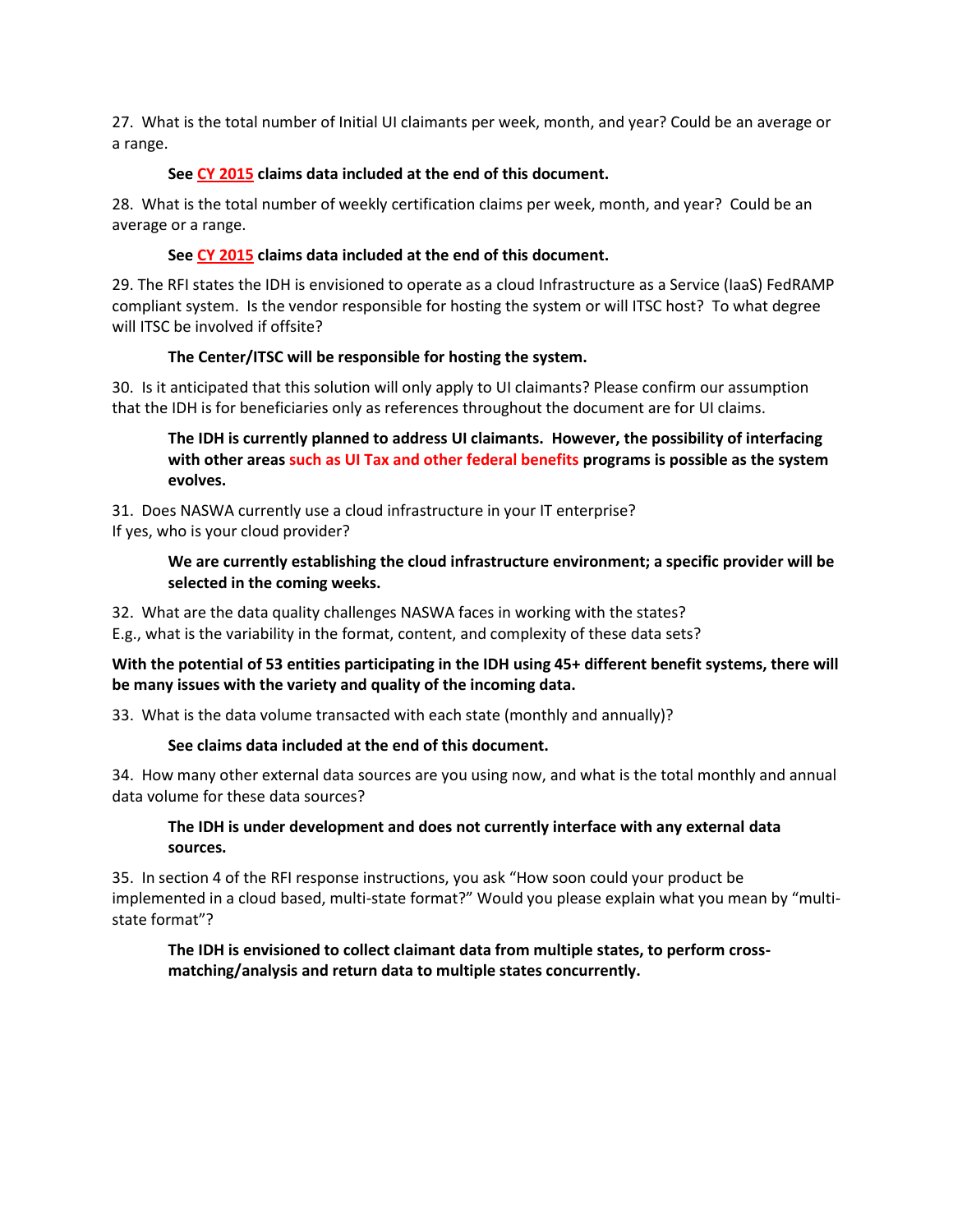27. What is the total number of Initial UI claimants per week, month, and year? Could be an average or a range.

> **See CY 2015 claims data included at the end of this document.**

28. What is the total number of weekly certification claims per week, month, and year? Could be an average or a range.

> **See CY 2015 claims data included at the end of this document.**

29. The RFI states the IDH is envisioned to operate as a cloud Infrastructure as a Service (IaaS) FedRAMP compliant system. Is the vendor responsible for hosting the system or will ITSC host? To what degree will ITSC be involved if offsite?

> **The Center/ITSC will be responsible for hosting the system.**

30. Is it anticipated that this solution will only apply to UI claimants? Please confirm our assumption that the IDH is for beneficiaries only as references throughout the document are for UI claims.

> **The IDH is currently planned to address UI claimants. However, the possibility of interfacing with other areas such as UI Tax and other federal benefits programs is possible as the system evolves.**

31. Does NASWA currently use a cloud infrastructure in your IT enterprise?
If yes, who is your cloud provider?

> **We are currently establishing the cloud infrastructure environment; a specific provider will be selected in the coming weeks.**

32. What are the data quality challenges NASWA faces in working with the states?
E.g., what is the variability in the format, content, and complexity of these data sets?

**With the potential of 53 entities participating in the IDH using 45+ different benefit systems, there will be many issues with the variety and quality of the incoming data.**

33. What is the data volume transacted with each state (monthly and annually)?

> **See claims data included at the end of this document.**

34. How many other external data sources are you using now, and what is the total monthly and annual data volume for these data sources?

> **The IDH is under development and does not currently interface with any external data sources.**

35. In section 4 of the RFI response instructions, you ask "How soon could your product be implemented in a cloud based, multi-state format?" Would you please explain what you mean by "multi-state format"?

> **The IDH is envisioned to collect claimant data from multiple states, to perform cross-matching/analysis and return data to multiple states concurrently.**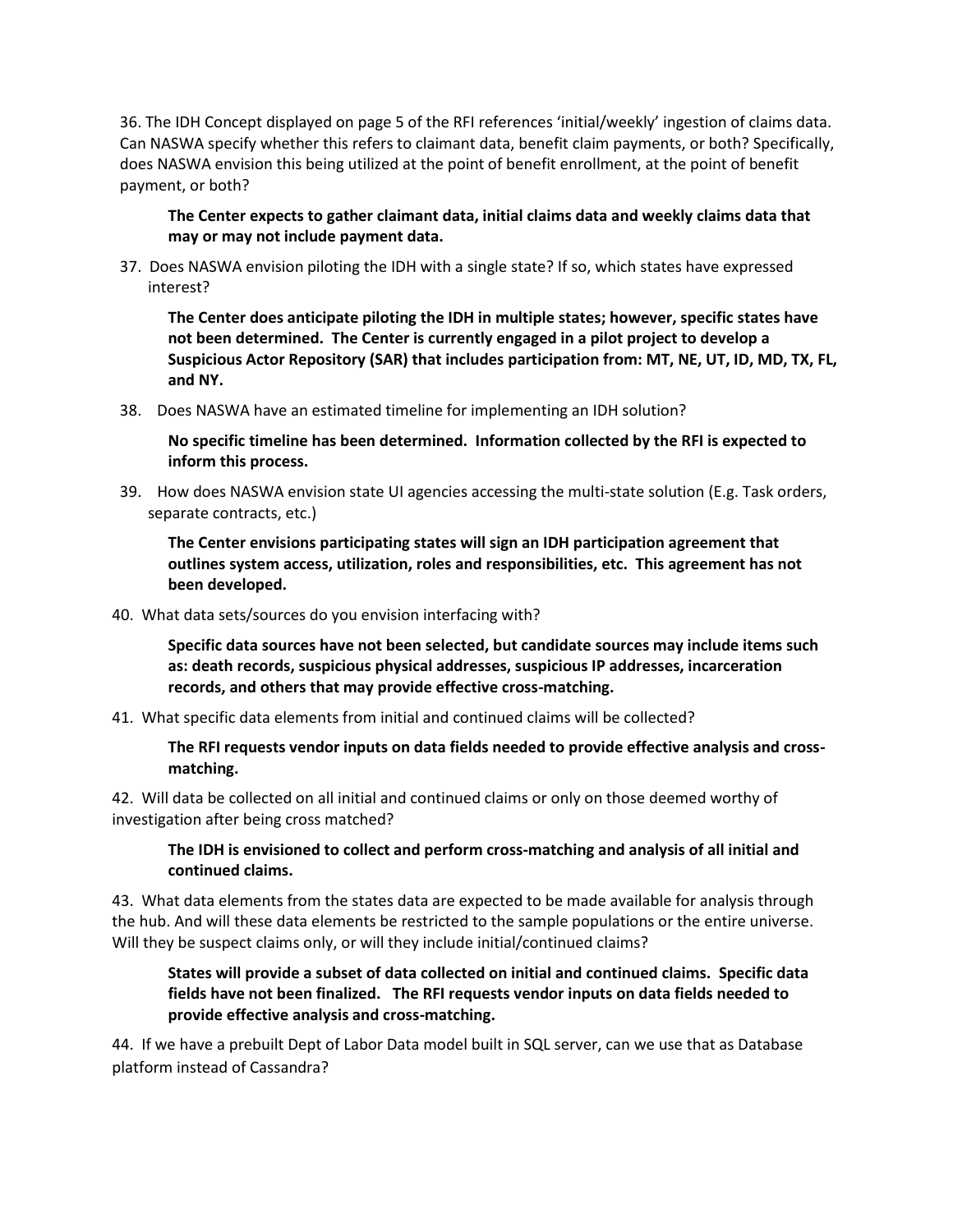36. The IDH Concept displayed on page 5 of the RFI references 'initial/weekly' ingestion of claims data. Can NASWA specify whether this refers to claimant data, benefit claim payments, or both? Specifically, does NASWA envision this being utilized at the point of benefit enrollment, at the point of benefit payment, or both?

    **The Center expects to gather claimant data, initial claims data and weekly claims data that may or may not include payment data.**

37. Does NASWA envision piloting the IDH with a single state? If so, which states have expressed interest?

    **The Center does anticipate piloting the IDH in multiple states; however, specific states have not been determined. The Center is currently engaged in a pilot project to develop a Suspicious Actor Repository (SAR) that includes participation from: MT, NE, UT, ID, MD, TX, FL, and NY.**

38. Does NASWA have an estimated timeline for implementing an IDH solution?

    **No specific timeline has been determined. Information collected by the RFI is expected to inform this process.**

39. How does NASWA envision state UI agencies accessing the multi-state solution (E.g. Task orders, separate contracts, etc.)

    **The Center envisions participating states will sign an IDH participation agreement that outlines system access, utilization, roles and responsibilities, etc. This agreement has not been developed.**

40. What data sets/sources do you envision interfacing with?

    **Specific data sources have not been selected, but candidate sources may include items such as: death records, suspicious physical addresses, suspicious IP addresses, incarceration records, and others that may provide effective cross-matching.**

41. What specific data elements from initial and continued claims will be collected?

    **The RFI requests vendor inputs on data fields needed to provide effective analysis and cross-matching.**

42. Will data be collected on all initial and continued claims or only on those deemed worthy of investigation after being cross matched?

    **The IDH is envisioned to collect and perform cross-matching and analysis of all initial and continued claims.**

43. What data elements from the states data are expected to be made available for analysis through the hub. And will these data elements be restricted to the sample populations or the entire universe. Will they be suspect claims only, or will they include initial/continued claims?

    **States will provide a subset of data collected on initial and continued claims. Specific data fields have not been finalized. The RFI requests vendor inputs on data fields needed to provide effective analysis and cross-matching.**

44. If we have a prebuilt Dept of Labor Data model built in SQL server, can we use that as Database platform instead of Cassandra?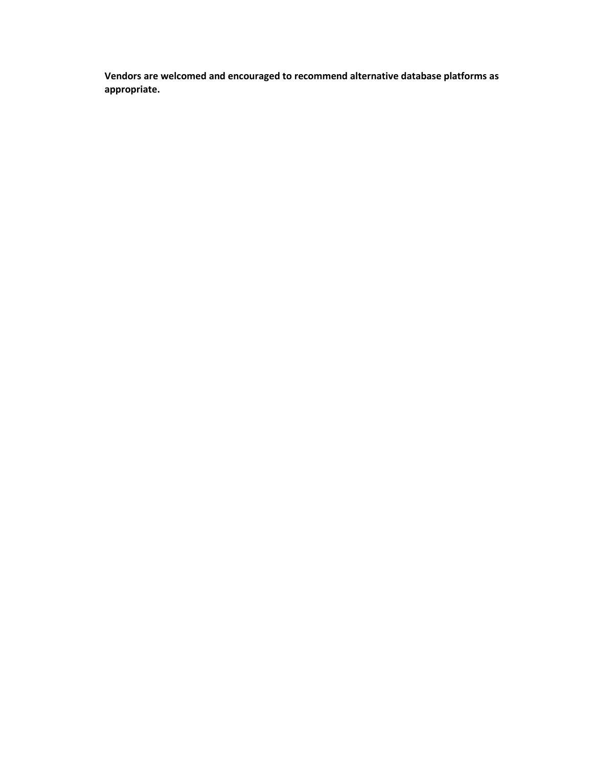**Vendors are welcomed and encouraged to recommend alternative database platforms as appropriate.**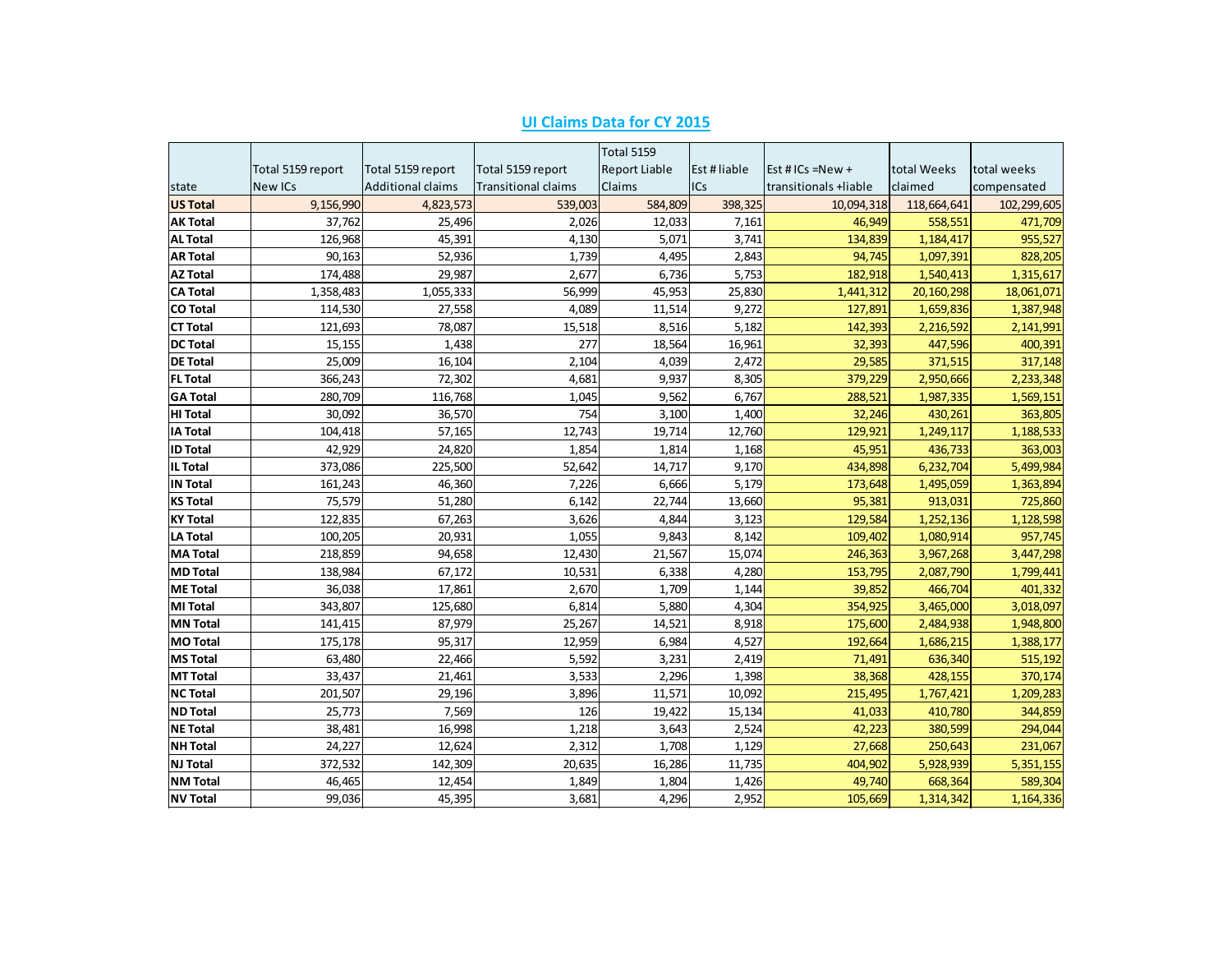## UI Claims Data for CY 2015

| state | Total 5159 report New ICs | Total 5159 report Additional claims | Total 5159 report Transitional claims | Total 5159 Report Liable Claims | Est # liable ICs | Est # ICs =New + transitionals +liable | total Weeks claimed | total weeks compensated |
|---|---|---|---|---|---|---|---|---|
| **US Total** | 9,156,990 | 4,823,573 | 539,003 | 584,809 | 398,325 | 10,094,318 | 118,664,641 | 102,299,605 |
| **AK Total** | 37,762 | 25,496 | 2,026 | 12,033 | 7,161 | 46,949 | 558,551 | 471,709 |
| **AL Total** | 126,968 | 45,391 | 4,130 | 5,071 | 3,741 | 134,839 | 1,184,417 | 955,527 |
| **AR Total** | 90,163 | 52,936 | 1,739 | 4,495 | 2,843 | 94,745 | 1,097,391 | 828,205 |
| **AZ Total** | 174,488 | 29,987 | 2,677 | 6,736 | 5,753 | 182,918 | 1,540,413 | 1,315,617 |
| **CA Total** | 1,358,483 | 1,055,333 | 56,999 | 45,953 | 25,830 | 1,441,312 | 20,160,298 | 18,061,071 |
| **CO Total** | 114,530 | 27,558 | 4,089 | 11,514 | 9,272 | 127,891 | 1,659,836 | 1,387,948 |
| **CT Total** | 121,693 | 78,087 | 15,518 | 8,516 | 5,182 | 142,393 | 2,216,592 | 2,141,991 |
| **DC Total** | 15,155 | 1,438 | 277 | 18,564 | 16,961 | 32,393 | 447,596 | 400,391 |
| **DE Total** | 25,009 | 16,104 | 2,104 | 4,039 | 2,472 | 29,585 | 371,515 | 317,148 |
| **FL Total** | 366,243 | 72,302 | 4,681 | 9,937 | 8,305 | 379,229 | 2,950,666 | 2,233,348 |
| **GA Total** | 280,709 | 116,768 | 1,045 | 9,562 | 6,767 | 288,521 | 1,987,335 | 1,569,151 |
| **HI Total** | 30,092 | 36,570 | 754 | 3,100 | 1,400 | 32,246 | 430,261 | 363,805 |
| **IA Total** | 104,418 | 57,165 | 12,743 | 19,714 | 12,760 | 129,921 | 1,249,117 | 1,188,533 |
| **ID Total** | 42,929 | 24,820 | 1,854 | 1,814 | 1,168 | 45,951 | 436,733 | 363,003 |
| **IL Total** | 373,086 | 225,500 | 52,642 | 14,717 | 9,170 | 434,898 | 6,232,704 | 5,499,984 |
| **IN Total** | 161,243 | 46,360 | 7,226 | 6,666 | 5,179 | 173,648 | 1,495,059 | 1,363,894 |
| **KS Total** | 75,579 | 51,280 | 6,142 | 22,744 | 13,660 | 95,381 | 913,031 | 725,860 |
| **KY Total** | 122,835 | 67,263 | 3,626 | 4,844 | 3,123 | 129,584 | 1,252,136 | 1,128,598 |
| **LA Total** | 100,205 | 20,931 | 1,055 | 9,843 | 8,142 | 109,402 | 1,080,914 | 957,745 |
| **MA Total** | 218,859 | 94,658 | 12,430 | 21,567 | 15,074 | 246,363 | 3,967,268 | 3,447,298 |
| **MD Total** | 138,984 | 67,172 | 10,531 | 6,338 | 4,280 | 153,795 | 2,087,790 | 1,799,441 |
| **ME Total** | 36,038 | 17,861 | 2,670 | 1,709 | 1,144 | 39,852 | 466,704 | 401,332 |
| **MI Total** | 343,807 | 125,680 | 6,814 | 5,880 | 4,304 | 354,925 | 3,465,000 | 3,018,097 |
| **MN Total** | 141,415 | 87,979 | 25,267 | 14,521 | 8,918 | 175,600 | 2,484,938 | 1,948,800 |
| **MO Total** | 175,178 | 95,317 | 12,959 | 6,984 | 4,527 | 192,664 | 1,686,215 | 1,388,177 |
| **MS Total** | 63,480 | 22,466 | 5,592 | 3,231 | 2,419 | 71,491 | 636,340 | 515,192 |
| **MT Total** | 33,437 | 21,461 | 3,533 | 2,296 | 1,398 | 38,368 | 428,155 | 370,174 |
| **NC Total** | 201,507 | 29,196 | 3,896 | 11,571 | 10,092 | 215,495 | 1,767,421 | 1,209,283 |
| **ND Total** | 25,773 | 7,569 | 126 | 19,422 | 15,134 | 41,033 | 410,780 | 344,859 |
| **NE Total** | 38,481 | 16,998 | 1,218 | 3,643 | 2,524 | 42,223 | 380,599 | 294,044 |
| **NH Total** | 24,227 | 12,624 | 2,312 | 1,708 | 1,129 | 27,668 | 250,643 | 231,067 |
| **NJ Total** | 372,532 | 142,309 | 20,635 | 16,286 | 11,735 | 404,902 | 5,928,939 | 5,351,155 |
| **NM Total** | 46,465 | 12,454 | 1,849 | 1,804 | 1,426 | 49,740 | 668,364 | 589,304 |
| **NV Total** | 99,036 | 45,395 | 3,681 | 4,296 | 2,952 | 105,669 | 1,314,342 | 1,164,336 |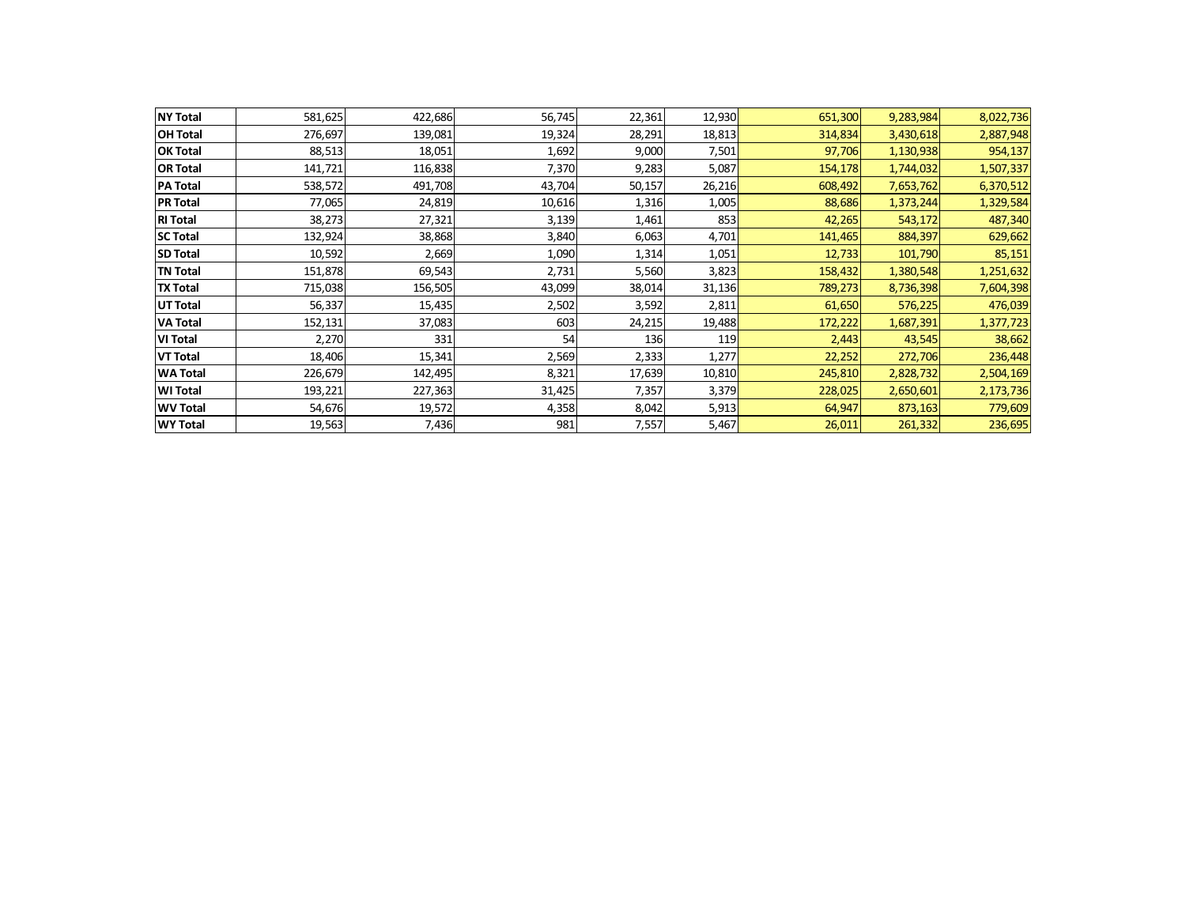| | | | | | | | | |
|---|---|---|---|---|---|---|---|---|
| **NY Total** | 581,625 | 422,686 | 56,745 | 22,361 | 12,930 | 651,300 | 9,283,984 | 8,022,736 |
| **OH Total** | 276,697 | 139,081 | 19,324 | 28,291 | 18,813 | 314,834 | 3,430,618 | 2,887,948 |
| **OK Total** | 88,513 | 18,051 | 1,692 | 9,000 | 7,501 | 97,706 | 1,130,938 | 954,137 |
| **OR Total** | 141,721 | 116,838 | 7,370 | 9,283 | 5,087 | 154,178 | 1,744,032 | 1,507,337 |
| **PA Total** | 538,572 | 491,708 | 43,704 | 50,157 | 26,216 | 608,492 | 7,653,762 | 6,370,512 |
| **PR Total** | 77,065 | 24,819 | 10,616 | 1,316 | 1,005 | 88,686 | 1,373,244 | 1,329,584 |
| **RI Total** | 38,273 | 27,321 | 3,139 | 1,461 | 853 | 42,265 | 543,172 | 487,340 |
| **SC Total** | 132,924 | 38,868 | 3,840 | 6,063 | 4,701 | 141,465 | 884,397 | 629,662 |
| **SD Total** | 10,592 | 2,669 | 1,090 | 1,314 | 1,051 | 12,733 | 101,790 | 85,151 |
| **TN Total** | 151,878 | 69,543 | 2,731 | 5,560 | 3,823 | 158,432 | 1,380,548 | 1,251,632 |
| **TX Total** | 715,038 | 156,505 | 43,099 | 38,014 | 31,136 | 789,273 | 8,736,398 | 7,604,398 |
| **UT Total** | 56,337 | 15,435 | 2,502 | 3,592 | 2,811 | 61,650 | 576,225 | 476,039 |
| **VA Total** | 152,131 | 37,083 | 603 | 24,215 | 19,488 | 172,222 | 1,687,391 | 1,377,723 |
| **VI Total** | 2,270 | 331 | 54 | 136 | 119 | 2,443 | 43,545 | 38,662 |
| **VT Total** | 18,406 | 15,341 | 2,569 | 2,333 | 1,277 | 22,252 | 272,706 | 236,448 |
| **WA Total** | 226,679 | 142,495 | 8,321 | 17,639 | 10,810 | 245,810 | 2,828,732 | 2,504,169 |
| **WI Total** | 193,221 | 227,363 | 31,425 | 7,357 | 3,379 | 228,025 | 2,650,601 | 2,173,736 |
| **WV Total** | 54,676 | 19,572 | 4,358 | 8,042 | 5,913 | 64,947 | 873,163 | 779,609 |
| **WY Total** | 19,563 | 7,436 | 981 | 7,557 | 5,467 | 26,011 | 261,332 | 236,695 |